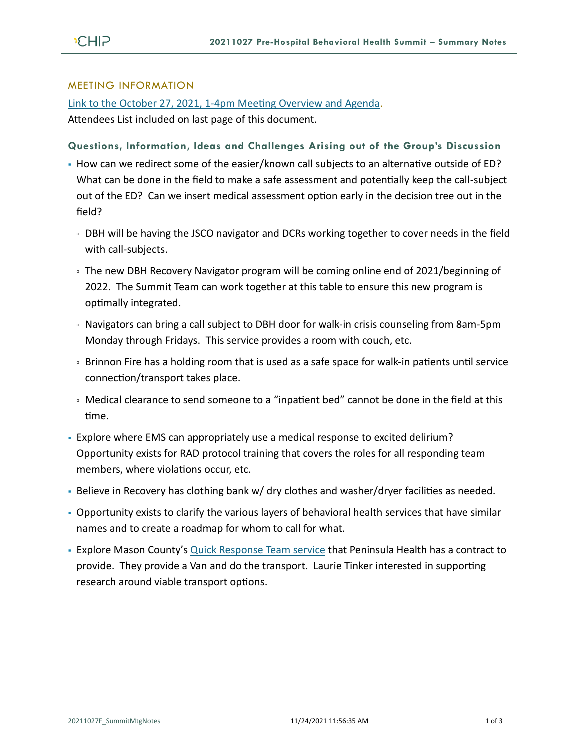## MEETING INFORMATION

[Link to the October 27, 2021, 1-4pm Meeting Overview and Agenda](#).
Attendees List included on last page of this document.

### Questions, Information, Ideas and Challenges Arising out of the Group's Discussion

- How can we redirect some of the easier/known call subjects to an alternative outside of ED? What can be done in the field to make a safe assessment and potentially keep the call-subject out of the ED? Can we insert medical assessment option early in the decision tree out in the field?
  - DBH will be having the JSCO navigator and DCRs working together to cover needs in the field with call-subjects.
  - The new DBH Recovery Navigator program will be coming online end of 2021/beginning of 2022. The Summit Team can work together at this table to ensure this new program is optimally integrated.
  - Navigators can bring a call subject to DBH door for walk-in crisis counseling from 8am-5pm Monday through Fridays. This service provides a room with couch, etc.
  - Brinnon Fire has a holding room that is used as a safe space for walk-in patients until service connection/transport takes place.
  - Medical clearance to send someone to a "inpatient bed" cannot be done in the field at this time.
- Explore where EMS can appropriately use a medical response to excited delirium? Opportunity exists for RAD protocol training that covers the roles for all responding team members, where violations occur, etc.
- Believe in Recovery has clothing bank w/ dry clothes and washer/dryer facilities as needed.
- Opportunity exists to clarify the various layers of behavioral health services that have similar names and to create a roadmap for whom to call for what.
- Explore Mason County's [Quick Response Team service](#) that Peninsula Health has a contract to provide. They provide a Van and do the transport. Laurie Tinker interested in supporting research around viable transport options.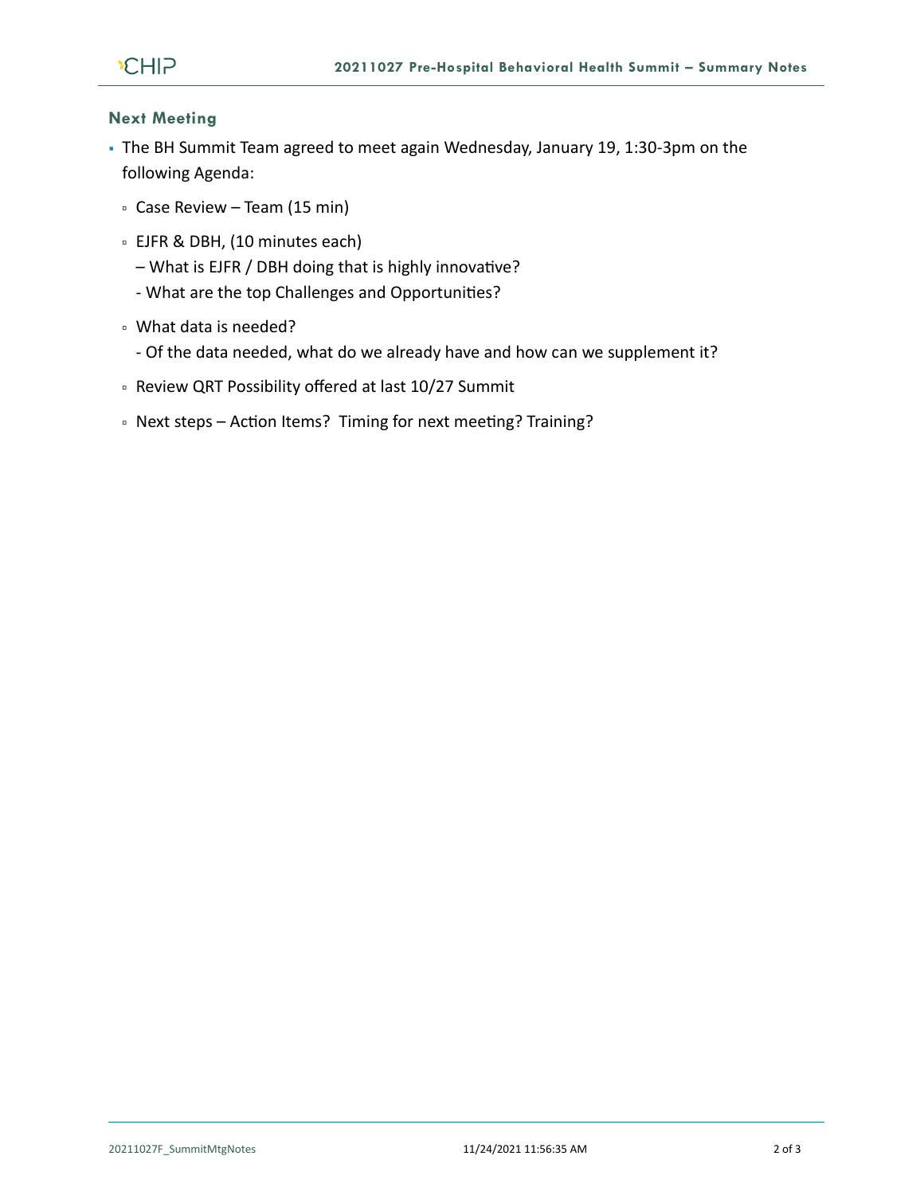## Next Meeting

- The BH Summit Team agreed to meet again Wednesday, January 19, 1:30-3pm on the following Agenda:
  - Case Review – Team (15 min)
  - EJFR & DBH, (10 minutes each)
    – What is EJFR / DBH doing that is highly innovative?
    - What are the top Challenges and Opportunities?
  - What data is needed?
    - Of the data needed, what do we already have and how can we supplement it?
  - Review QRT Possibility offered at last 10/27 Summit
  - Next steps – Action Items? Timing for next meeting? Training?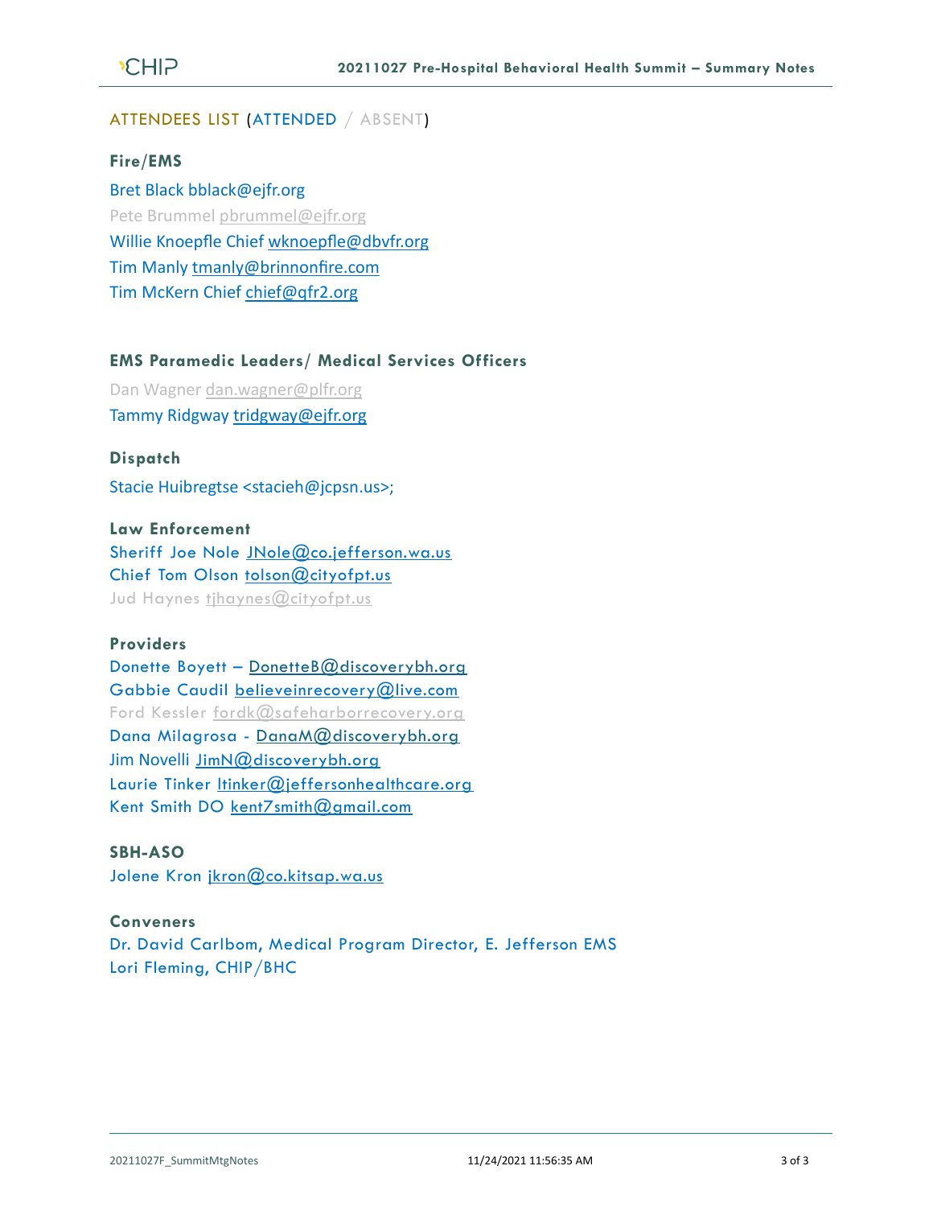## ATTENDEES LIST (ATTENDED / ABSENT)

### Fire/EMS

Bret Black bblack@ejfr.org
Pete Brummel pbrummel@ejfr.org
Willie Knoepfle Chief wknoepfle@dbvfr.org
Tim Manly tmanly@brinnonfire.com
Tim McKern Chief chief@qfr2.org

### EMS Paramedic Leaders/ Medical Services Officers

Dan Wagner dan.wagner@plfr.org
Tammy Ridgway tridgway@ejfr.org

### Dispatch

Stacie Huibregtse <stacieh@jcpsn.us>;

### Law Enforcement

Sheriff Joe Nole JNole@co.jefferson.wa.us
Chief Tom Olson tolson@cityofpt.us
Jud Haynes tjhaynes@cityofpt.us

### Providers

Donette Boyett – DonetteB@discoverybh.org
Gabbie Caudil believeinrecovery@live.com
Ford Kessler fordk@safeharborrecovery.org
Dana Milagrosa - DanaM@discoverybh.org
Jim Novelli JimN@discoverybh.org
Laurie Tinker ltinker@jeffersonhealthcare.org
Kent Smith DO kent7smith@gmail.com

### SBH-ASO

Jolene Kron jkron@co.kitsap.wa.us

### Conveners

Dr. David Carlbom, Medical Program Director, E. Jefferson EMS
Lori Fleming, CHIP/BHC